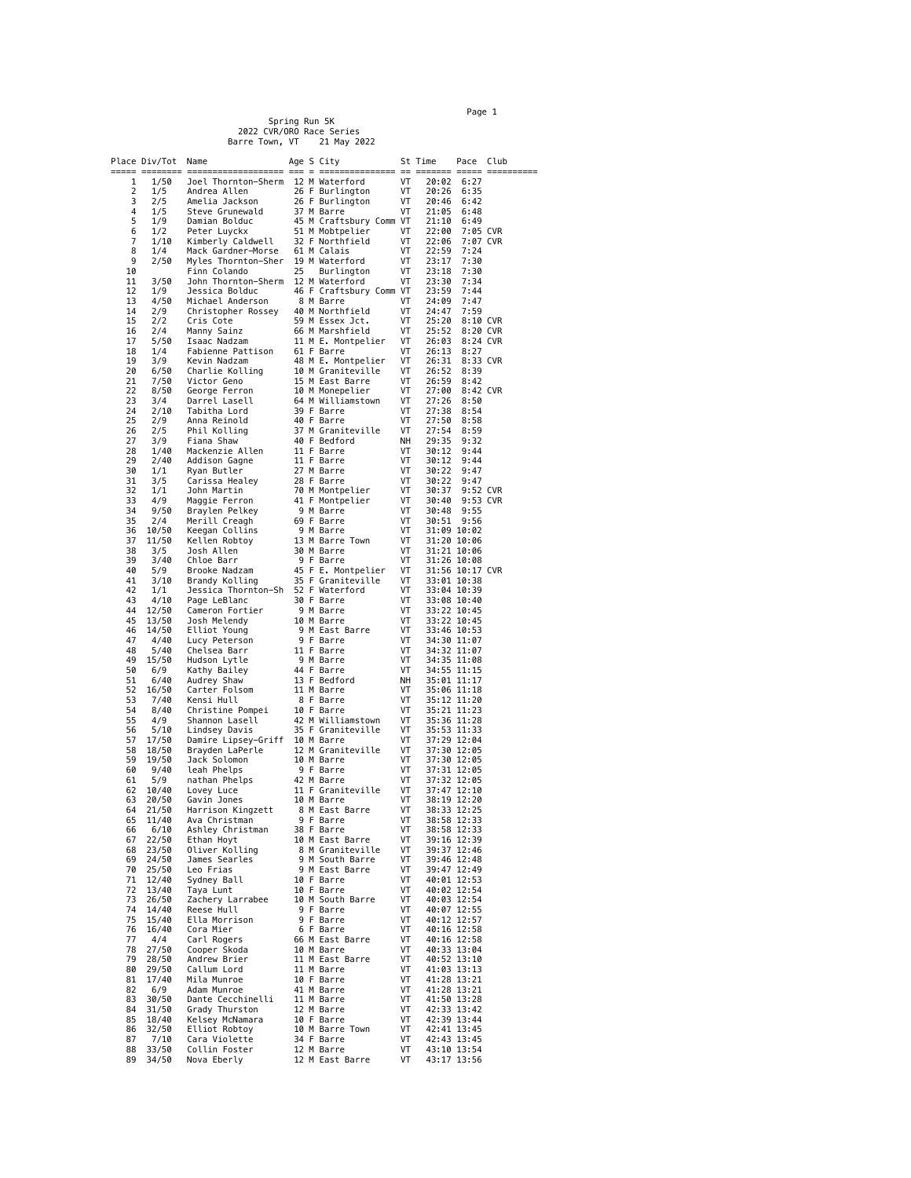# Spring Run 5K

## 2022 CVR/ORO Race Series

Barre Town, VT    21 May 2022

| Place | Div/Tot | Name | Age | S | City | St | Time | Pace | Club |
|---|---|---|---|---|---|---|---|---|---|
| 1 | 1/50 | Joel Thornton-Sherm | 12 | M | Waterford | VT | 20:02 | 6:27 | |
| 2 | 1/5 | Andrea Allen | 26 | F | Burlington | VT | 20:26 | 6:35 | |
| 3 | 2/5 | Amelia Jackson | 26 | F | Burlington | VT | 20:46 | 6:42 | |
| 4 | 1/5 | Steve Grunewald | 37 | M | Barre | VT | 21:05 | 6:48 | |
| 5 | 1/9 | Damian Bolduc | 45 | M | Craftsbury Comm | VT | 21:10 | 6:49 | |
| 6 | 1/2 | Peter Luyckx | 51 | M | Mobtpelier | VT | 22:00 | 7:05 | CVR |
| 7 | 1/10 | Kimberly Caldwell | 32 | F | Northfield | VT | 22:06 | 7:07 | CVR |
| 8 | 1/4 | Mack Gardner-Morse | 61 | M | Calais | VT | 22:59 | 7:24 | |
| 9 | 2/50 | Myles Thornton-Sher | 19 | M | Waterford | VT | 23:17 | 7:30 | |
| 10 | | Finn Colando | 25 | | Burlington | VT | 23:18 | 7:30 | |
| 11 | 3/50 | John Thornton-Sherm | 12 | M | Waterford | VT | 23:30 | 7:34 | |
| 12 | 1/9 | Jessica Bolduc | 46 | F | Craftsbury Comm | VT | 23:59 | 7:44 | |
| 13 | 4/50 | Michael Anderson | 8 | M | Barre | VT | 24:09 | 7:47 | |
| 14 | 2/9 | Christopher Rossey | 40 | M | Northfield | VT | 24:47 | 7:59 | |
| 15 | 2/2 | Cris Cote | 59 | M | Essex Jct. | VT | 25:20 | 8:10 | CVR |
| 16 | 2/4 | Manny Sainz | 66 | M | Marshfield | VT | 25:52 | 8:20 | CVR |
| 17 | 5/50 | Isaac Nadzam | 11 | M | E. Montpelier | VT | 26:03 | 8:24 | CVR |
| 18 | 1/4 | Fabienne Pattison | 61 | F | Barre | VT | 26:13 | 8:27 | |
| 19 | 3/9 | Kevin Nadzam | 48 | M | E. Montpelier | VT | 26:31 | 8:33 | CVR |
| 20 | 6/50 | Charlie Kolling | 10 | M | Graniteville | VT | 26:52 | 8:39 | |
| 21 | 7/50 | Victor Geno | 15 | M | East Barre | VT | 26:59 | 8:42 | |
| 22 | 8/50 | George Ferron | 10 | M | Monepelier | VT | 27:00 | 8:42 | CVR |
| 23 | 3/4 | Darrel Lasell | 64 | M | Williamstown | VT | 27:26 | 8:50 | |
| 24 | 2/10 | Tabitha Lord | 39 | F | Barre | VT | 27:38 | 8:54 | |
| 25 | 2/9 | Anna Reinold | 40 | F | Barre | VT | 27:50 | 8:58 | |
| 26 | 2/5 | Phil Kolling | 37 | M | Graniteville | VT | 27:54 | 8:59 | |
| 27 | 3/9 | Fiana Shaw | 40 | F | Bedford | NH | 29:35 | 9:32 | |
| 28 | 1/40 | Mackenzie Allen | 11 | F | Barre | VT | 30:12 | 9:44 | |
| 29 | 2/40 | Addison Gagne | 11 | F | Barre | VT | 30:12 | 9:44 | |
| 30 | 1/1 | Ryan Butler | 27 | M | Barre | VT | 30:22 | 9:47 | |
| 31 | 3/5 | Carissa Healey | 28 | F | Barre | VT | 30:22 | 9:47 | |
| 32 | 1/1 | John Martin | 70 | M | Montpelier | VT | 30:37 | 9:52 | CVR |
| 33 | 4/9 | Maggie Ferron | 41 | F | Montpelier | VT | 30:40 | 9:53 | CVR |
| 34 | 9/50 | Braylen Pelkey | 9 | M | Barre | VT | 30:48 | 9:55 | |
| 35 | 2/4 | Merill Creagh | 69 | F | Barre | VT | 30:51 | 9:56 | |
| 36 | 10/50 | Keegan Collins | 9 | M | Barre | VT | 31:09 | 10:02 | |
| 37 | 11/50 | Kellen Robtoy | 13 | M | Barre Town | VT | 31:20 | 10:06 | |
| 38 | 3/5 | Josh Allen | 30 | M | Barre | VT | 31:21 | 10:06 | |
| 39 | 3/40 | Chloe Barr | 9 | F | Barre | VT | 31:26 | 10:08 | |
| 40 | 5/9 | Brooke Nadzam | 45 | F | E. Montpelier | VT | 31:56 | 10:17 | CVR |
| 41 | 3/10 | Brandy Kolling | 35 | F | Graniteville | VT | 33:01 | 10:38 | |
| 42 | 1/1 | Jessica Thornton-Sh | 52 | F | Waterford | VT | 33:04 | 10:39 | |
| 43 | 4/10 | Page LeBlanc | 30 | F | Barre | VT | 33:08 | 10:40 | |
| 44 | 12/50 | Cameron Fortier | 9 | M | Barre | VT | 33:22 | 10:45 | |
| 45 | 13/50 | Josh Melendy | 10 | M | Barre | VT | 33:22 | 10:45 | |
| 46 | 14/50 | Elliot Young | 9 | M | East Barre | VT | 33:46 | 10:53 | |
| 47 | 4/40 | Lucy Peterson | 9 | F | Barre | VT | 34:30 | 11:07 | |
| 48 | 5/40 | Chelsea Barr | 11 | F | Barre | VT | 34:32 | 11:07 | |
| 49 | 15/50 | Hudson Lytle | 9 | M | Barre | VT | 34:35 | 11:08 | |
| 50 | 6/9 | Kathy Bailey | 44 | F | Barre | VT | 34:55 | 11:15 | |
| 51 | 6/40 | Audrey Shaw | 13 | F | Bedford | NH | 35:01 | 11:17 | |
| 52 | 16/50 | Carter Folsom | 11 | M | Barre | VT | 35:06 | 11:18 | |
| 53 | 7/40 | Kensi Hull | 8 | F | Barre | VT | 35:12 | 11:20 | |
| 54 | 8/40 | Christine Pompei | 10 | F | Barre | VT | 35:21 | 11:23 | |
| 55 | 4/9 | Shannon Lasell | 42 | M | Williamstown | VT | 35:36 | 11:28 | |
| 56 | 5/10 | Lindsey Davis | 35 | F | Graniteville | VT | 35:53 | 11:33 | |
| 57 | 17/50 | Damire Lipsey-Griff | 10 | M | Barre | VT | 37:29 | 12:04 | |
| 58 | 18/50 | Brayden LaPerle | 12 | M | Graniteville | VT | 37:30 | 12:05 | |
| 59 | 19/50 | Jack Solomon | 10 | M | Barre | VT | 37:30 | 12:05 | |
| 60 | 9/40 | leah Phelps | 9 | F | Barre | VT | 37:31 | 12:05 | |
| 61 | 5/9 | nathan Phelps | 42 | M | Barre | VT | 37:32 | 12:05 | |
| 62 | 10/40 | Lovey Luce | 11 | F | Graniteville | VT | 37:47 | 12:10 | |
| 63 | 20/50 | Gavin Jones | 10 | M | Barre | VT | 38:19 | 12:20 | |
| 64 | 21/50 | Harrison Kingzett | 8 | M | East Barre | VT | 38:33 | 12:25 | |
| 65 | 11/40 | Ava Christman | 9 | F | Barre | VT | 38:58 | 12:33 | |
| 66 | 6/10 | Ashley Christman | 38 | F | Barre | VT | 38:58 | 12:33 | |
| 67 | 22/50 | Ethan Hoyt | 10 | M | East Barre | VT | 39:16 | 12:39 | |
| 68 | 23/50 | Oliver Kolling | 8 | M | Graniteville | VT | 39:37 | 12:46 | |
| 69 | 24/50 | James Searles | 9 | M | South Barre | VT | 39:46 | 12:48 | |
| 70 | 25/50 | Leo Frias | 9 | M | East Barre | VT | 39:47 | 12:49 | |
| 71 | 12/40 | Sydney Ball | 10 | F | Barre | VT | 40:01 | 12:53 | |
| 72 | 13/40 | Taya Lunt | 10 | F | Barre | VT | 40:02 | 12:54 | |
| 73 | 26/50 | Zachery Larrabee | 10 | M | South Barre | VT | 40:03 | 12:54 | |
| 74 | 14/40 | Reese Hull | 9 | F | Barre | VT | 40:07 | 12:55 | |
| 75 | 15/40 | Ella Morrison | 9 | F | Barre | VT | 40:12 | 12:57 | |
| 76 | 16/40 | Cora Mier | 6 | F | Barre | VT | 40:16 | 12:58 | |
| 77 | 4/4 | Carl Rogers | 66 | M | East Barre | VT | 40:16 | 12:58 | |
| 78 | 27/50 | Cooper Skoda | 10 | M | Barre | VT | 40:33 | 13:04 | |
| 79 | 28/50 | Andrew Brier | 11 | M | East Barre | VT | 40:52 | 13:10 | |
| 80 | 29/50 | Callum Lord | 11 | M | Barre | VT | 41:03 | 13:13 | |
| 81 | 17/40 | Mila Munroe | 10 | F | Barre | VT | 41:28 | 13:21 | |
| 82 | 6/9 | Adam Munroe | 41 | M | Barre | VT | 41:28 | 13:21 | |
| 83 | 30/50 | Dante Cecchinelli | 11 | M | Barre | VT | 41:50 | 13:28 | |
| 84 | 31/50 | Grady Thurston | 12 | M | Barre | VT | 42:33 | 13:42 | |
| 85 | 18/40 | Kelsey McNamara | 10 | F | Barre | VT | 42:39 | 13:44 | |
| 86 | 32/50 | Elliot Robtoy | 10 | M | Barre Town | VT | 42:41 | 13:45 | |
| 87 | 7/10 | Cara Violette | 34 | F | Barre | VT | 42:43 | 13:45 | |
| 88 | 33/50 | Collin Foster | 12 | M | Barre | VT | 43:10 | 13:54 | |
| 89 | 34/50 | Nova Eberly | 12 | M | East Barre | VT | 43:17 | 13:56 | |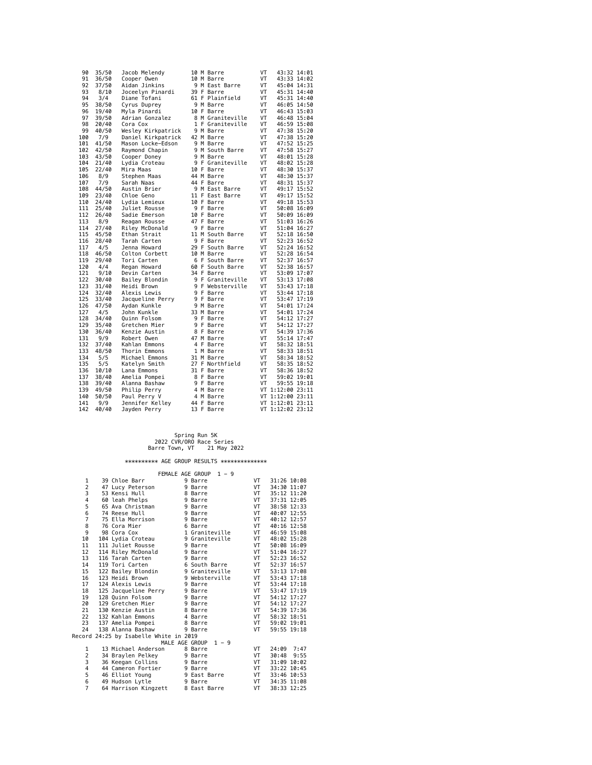| Place | Div/Tot | Name | Age | Sex | City | St | Time | Pace |
|---|---|---|---|---|---|---|---|---|
| 90 | 35/50 | Jacob Melendy | 10 | M | Barre | VT | 43:32 | 14:01 |
| 91 | 36/50 | Cooper Owen | 10 | M | Barre | VT | 43:33 | 14:02 |
| 92 | 37/50 | Aidan Jinkins | 9 | M | East Barre | VT | 45:04 | 14:31 |
| 93 | 8/10 | Joceelyn Pinardi | 39 | F | Barre | VT | 45:31 | 14:40 |
| 94 | 3/4 | Diane Tofani | 61 | F | Plainfield | VT | 45:31 | 14:40 |
| 95 | 38/50 | Cyrus Duprey | 9 | M | Barre | VT | 46:05 | 14:50 |
| 96 | 19/40 | Myla Pinardi | 10 | F | Barre | VT | 46:43 | 15:03 |
| 97 | 39/50 | Adrian Gonzalez | 8 | M | Graniteville | VT | 46:48 | 15:04 |
| 98 | 20/40 | Cora Cox | 1 | F | Graniteville | VT | 46:59 | 15:08 |
| 99 | 40/50 | Wesley Kirkpatrick | 9 | M | Barre | VT | 47:38 | 15:20 |
| 100 | 7/9 | Daniel Kirkpatrick | 42 | M | Barre | VT | 47:38 | 15:20 |
| 101 | 41/50 | Mason Locke-Edson | 9 | M | Barre | VT | 47:52 | 15:25 |
| 102 | 42/50 | Raymond Chapin | 9 | M | South Barre | VT | 47:58 | 15:27 |
| 103 | 43/50 | Cooper Doney | 9 | M | Barre | VT | 48:01 | 15:28 |
| 104 | 21/40 | Lydia Croteau | 9 | F | Graniteville | VT | 48:02 | 15:28 |
| 105 | 22/40 | Mira Maas | 10 | F | Barre | VT | 48:30 | 15:37 |
| 106 | 8/9 | Stephen Maas | 44 | M | Barre | VT | 48:30 | 15:37 |
| 107 | 7/9 | Sarah Naas | 44 | F | Barre | VT | 48:31 | 15:37 |
| 108 | 44/50 | Austin Brier | 9 | M | East Barre | VT | 49:17 | 15:52 |
| 109 | 23/40 | Chloe Geno | 11 | F | East Barre | VT | 49:17 | 15:52 |
| 110 | 24/40 | Lydia Lemieux | 10 | F | Barre | VT | 49:18 | 15:53 |
| 111 | 25/40 | Juliet Rousse | 9 | F | Barre | VT | 50:08 | 16:09 |
| 112 | 26/40 | Sadie Emerson | 10 | F | Barre | VT | 50:09 | 16:09 |
| 113 | 8/9 | Reagan Rousse | 47 | F | Barre | VT | 51:03 | 16:26 |
| 114 | 27/40 | Riley McDonald | 9 | F | Barre | VT | 51:04 | 16:27 |
| 115 | 45/50 | Ethan Strait | 11 | M | South Barre | VT | 52:18 | 16:50 |
| 116 | 28/40 | Tarah Carten | 9 | F | Barre | VT | 52:23 | 16:52 |
| 117 | 4/5 | Jenna Howard | 29 | F | South Barre | VT | 52:24 | 16:52 |
| 118 | 46/50 | Colton Corbett | 10 | M | Barre | VT | 52:28 | 16:54 |
| 119 | 29/40 | Tori Carten | 6 | F | South Barre | VT | 52:37 | 16:57 |
| 120 | 4/4 | Regan Howard | 60 | F | South Barre | VT | 52:38 | 16:57 |
| 121 | 9/10 | Devin Carten | 34 | F | Barre | VT | 53:09 | 17:07 |
| 122 | 30/40 | Bailey Blondin | 9 | F | Graniteville | VT | 53:13 | 17:08 |
| 123 | 31/40 | Heidi Brown | 9 | F | Websterville | VT | 53:43 | 17:18 |
| 124 | 32/40 | Alexis Lewis | 9 | F | Barre | VT | 53:44 | 17:18 |
| 125 | 33/40 | Jacqueline Perry | 9 | F | Barre | VT | 53:47 | 17:19 |
| 126 | 47/50 | Aydan Kunkle | 9 | M | Barre | VT | 54:01 | 17:24 |
| 127 | 4/5 | John Kunkle | 33 | M | Barre | VT | 54:01 | 17:24 |
| 128 | 34/40 | Quinn Folsom | 9 | F | Barre | VT | 54:12 | 17:27 |
| 129 | 35/40 | Gretchen Mier | 9 | F | Barre | VT | 54:12 | 17:27 |
| 130 | 36/40 | Kenzie Austin | 8 | F | Barre | VT | 54:39 | 17:36 |
| 131 | 9/9 | Robert Owen | 47 | M | Barre | VT | 55:14 | 17:47 |
| 132 | 37/40 | Kahlan Emmons | 4 | F | Barre | VT | 58:32 | 18:51 |
| 133 | 48/50 | Thorin Emmons | 1 | M | Barre | VT | 58:33 | 18:51 |
| 134 | 5/5 | Michael Emmons | 31 | M | Barre | VT | 58:34 | 18:52 |
| 135 | 5/5 | Katelyn Smith | 27 | F | Northfield | VT | 58:35 | 18:52 |
| 136 | 10/10 | Lana Emmons | 31 | F | Barre | VT | 58:36 | 18:52 |
| 137 | 38/40 | Amelia Pompei | 8 | F | Barre | VT | 59:02 | 19:01 |
| 138 | 39/40 | Alanna Bashaw | 9 | F | Barre | VT | 59:55 | 19:18 |
| 139 | 49/50 | Philip Perry | 4 | M | Barre | VT | 1:12:00 | 23:11 |
| 140 | 50/50 | Paul Perry V | 4 | M | Barre | VT | 1:12:00 | 23:11 |
| 141 | 9/9 | Jennifer Kelley | 44 | F | Barre | VT | 1:12:01 | 23:11 |
| 142 | 40/40 | Jayden Perry | 13 | F | Barre | VT | 1:12:02 | 23:12 |

Spring Run 5K
2022 CVR/ORO Race Series
Barre Town, VT 21 May 2022

********** AGE GROUP RESULTS **************

FEMALE AGE GROUP 1 - 9

| Place | No. | Name | Age | City | St | Time | Pace |
|---|---|---|---|---|---|---|---|
| 1 | 39 | Chloe Barr | 9 | Barre | VT | 31:26 | 10:08 |
| 2 | 47 | Lucy Peterson | 9 | Barre | VT | 34:30 | 11:07 |
| 3 | 53 | Kensi Hull | 8 | Barre | VT | 35:12 | 11:20 |
| 4 | 60 | leah Phelps | 9 | Barre | VT | 37:31 | 12:05 |
| 5 | 65 | Ava Christman | 9 | Barre | VT | 38:58 | 12:33 |
| 6 | 74 | Reese Hull | 9 | Barre | VT | 40:07 | 12:55 |
| 7 | 75 | Ella Morrison | 9 | Barre | VT | 40:12 | 12:57 |
| 8 | 76 | Cora Mier | 6 | Barre | VT | 40:16 | 12:58 |
| 9 | 98 | Cora Cox | 1 | Graniteville | VT | 46:59 | 15:08 |
| 10 | 104 | Lydia Croteau | 9 | Graniteville | VT | 48:02 | 15:28 |
| 11 | 111 | Juliet Rousse | 9 | Barre | VT | 50:08 | 16:09 |
| 12 | 114 | Riley McDonald | 9 | Barre | VT | 51:04 | 16:27 |
| 13 | 116 | Tarah Carten | 9 | Barre | VT | 52:23 | 16:52 |
| 14 | 119 | Tori Carten | 6 | South Barre | VT | 52:37 | 16:57 |
| 15 | 122 | Bailey Blondin | 9 | Graniteville | VT | 53:13 | 17:08 |
| 16 | 123 | Heidi Brown | 9 | Websterville | VT | 53:43 | 17:18 |
| 17 | 124 | Alexis Lewis | 9 | Barre | VT | 53:44 | 17:18 |
| 18 | 125 | Jacqueline Perry | 9 | Barre | VT | 53:47 | 17:19 |
| 19 | 128 | Quinn Folsom | 9 | Barre | VT | 54:12 | 17:27 |
| 20 | 129 | Gretchen Mier | 9 | Barre | VT | 54:12 | 17:27 |
| 21 | 130 | Kenzie Austin | 8 | Barre | VT | 54:39 | 17:36 |
| 22 | 132 | Kahlan Emmons | 4 | Barre | VT | 58:32 | 18:51 |
| 23 | 137 | Amelia Pompei | 8 | Barre | VT | 59:02 | 19:01 |
| 24 | 138 | Alanna Bashaw | 9 | Barre | VT | 59:55 | 19:18 |

Record 24:25 by Isabelle White in 2019

MALE AGE GROUP 1 - 9

| Place | No. | Name | Age | City | St | Time | Pace |
|---|---|---|---|---|---|---|---|
| 1 | 13 | Michael Anderson | 8 | Barre | VT | 24:09 | 7:47 |
| 2 | 34 | Braylen Pelkey | 9 | Barre | VT | 30:48 | 9:55 |
| 3 | 36 | Keegan Collins | 9 | Barre | VT | 31:09 | 10:02 |
| 4 | 44 | Cameron Fortier | 9 | Barre | VT | 33:22 | 10:45 |
| 5 | 46 | Elliot Young | 9 | East Barre | VT | 33:46 | 10:53 |
| 6 | 49 | Hudson Lytle | 9 | Barre | VT | 34:35 | 11:08 |
| 7 | 64 | Harrison Kingzett | 8 | East Barre | VT | 38:33 | 12:25 |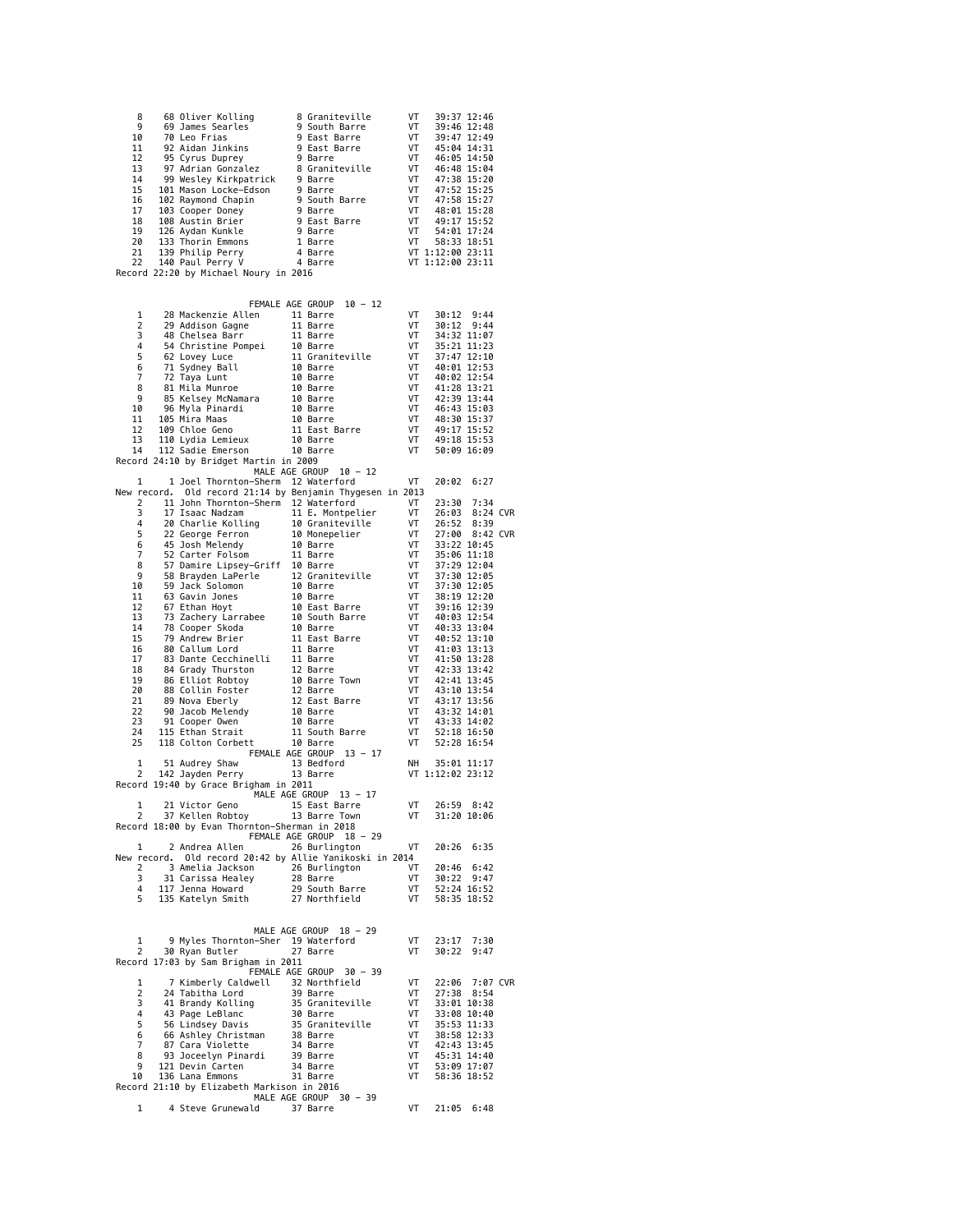| Place | Bib | Name | Age | City | State | Time | Pace | |
|---|---|---|---|---|---|---|---|---|
| 8 | 68 | Oliver Kolling | 8 | Graniteville | VT | 39:37 | 12:46 | |
| 9 | 69 | James Searles | 9 | South Barre | VT | 39:46 | 12:48 | |
| 10 | 70 | Leo Frias | 9 | East Barre | VT | 39:47 | 12:49 | |
| 11 | 92 | Aidan Jinkins | 9 | East Barre | VT | 45:04 | 14:31 | |
| 12 | 95 | Cyrus Duprey | 9 | Barre | VT | 46:05 | 14:50 | |
| 13 | 97 | Adrian Gonzalez | 8 | Graniteville | VT | 46:48 | 15:04 | |
| 14 | 99 | Wesley Kirkpatrick | 9 | Barre | VT | 47:38 | 15:20 | |
| 15 | 101 | Mason Locke-Edson | 9 | Barre | VT | 47:52 | 15:25 | |
| 16 | 102 | Raymond Chapin | 9 | South Barre | VT | 47:58 | 15:27 | |
| 17 | 103 | Cooper Doney | 9 | Barre | VT | 48:01 | 15:28 | |
| 18 | 108 | Austin Brier | 9 | East Barre | VT | 49:17 | 15:52 | |
| 19 | 126 | Aydan Kunkle | 9 | Barre | VT | 54:01 | 17:24 | |
| 20 | 133 | Thorin Emmons | 1 | Barre | VT | 58:33 | 18:51 | |
| 21 | 139 | Philip Perry | 4 | Barre | VT | 1:12:00 | 23:11 | |
| 22 | 140 | Paul Perry V | 4 | Barre | VT | 1:12:00 | 23:11 | |

Record 22:20 by Michael Noury in 2016

## FEMALE AGE GROUP 10 - 12

| Place | Bib | Name | Age | City | State | Time | Pace | |
|---|---|---|---|---|---|---|---|---|
| 1 | 28 | Mackenzie Allen | 11 | Barre | VT | 30:12 | 9:44 | |
| 2 | 29 | Addison Gagne | 11 | Barre | VT | 30:12 | 9:44 | |
| 3 | 48 | Chelsea Barr | 11 | Barre | VT | 34:32 | 11:07 | |
| 4 | 54 | Christine Pompei | 10 | Barre | VT | 35:21 | 11:23 | |
| 5 | 62 | Lovey Luce | 11 | Graniteville | VT | 37:47 | 12:10 | |
| 6 | 71 | Sydney Ball | 10 | Barre | VT | 40:01 | 12:53 | |
| 7 | 72 | Taya Lunt | 10 | Barre | VT | 40:02 | 12:54 | |
| 8 | 81 | Mila Munroe | 10 | Barre | VT | 41:28 | 13:21 | |
| 9 | 85 | Kelsey McNamara | 10 | Barre | VT | 42:39 | 13:44 | |
| 10 | 96 | Myla Pinardi | 10 | Barre | VT | 46:43 | 15:03 | |
| 11 | 105 | Mira Maas | 10 | Barre | VT | 48:30 | 15:37 | |
| 12 | 109 | Chloe Geno | 11 | East Barre | VT | 49:17 | 15:52 | |
| 13 | 110 | Lydia Lemieux | 10 | Barre | VT | 49:18 | 15:53 | |
| 14 | 112 | Sadie Emerson | 10 | Barre | VT | 50:09 | 16:09 | |

Record 24:10 by Bridget Martin in 2009

## MALE AGE GROUP 10 - 12

| Place | Bib | Name | Age | City | State | Time | Pace | |
|---|---|---|---|---|---|---|---|---|
| 1 | 1 | Joel Thornton-Sherm | 12 | Waterford | VT | 20:02 | 6:27 | |

New record. Old record 21:14 by Benjamin Thygesen in 2013

| Place | Bib | Name | Age | City | State | Time | Pace | |
|---|---|---|---|---|---|---|---|---|
| 2 | 11 | John Thornton-Sherm | 12 | Waterford | VT | 23:30 | 7:34 | |
| 3 | 17 | Isaac Nadzam | 11 | E. Montpelier | VT | 26:03 | 8:24 | CVR |
| 4 | 20 | Charlie Kolling | 10 | Graniteville | VT | 26:52 | 8:39 | |
| 5 | 22 | George Ferron | 10 | Monepelier | VT | 27:00 | 8:42 | CVR |
| 6 | 45 | Josh Melendy | 10 | Barre | VT | 33:22 | 10:45 | |
| 7 | 52 | Carter Folsom | 11 | Barre | VT | 35:06 | 11:18 | |
| 8 | 57 | Damire Lipsey-Griff | 10 | Barre | VT | 37:29 | 12:04 | |
| 9 | 58 | Brayden LaPerle | 12 | Graniteville | VT | 37:30 | 12:05 | |
| 10 | 59 | Jack Solomon | 10 | Barre | VT | 37:30 | 12:05 | |
| 11 | 63 | Gavin Jones | 10 | Barre | VT | 38:19 | 12:20 | |
| 12 | 67 | Ethan Hoyt | 10 | East Barre | VT | 39:16 | 12:39 | |
| 13 | 73 | Zachery Larrabee | 10 | South Barre | VT | 40:03 | 12:54 | |
| 14 | 78 | Cooper Skoda | 10 | Barre | VT | 40:33 | 13:04 | |
| 15 | 79 | Andrew Brier | 11 | East Barre | VT | 40:52 | 13:10 | |
| 16 | 80 | Callum Lord | 11 | Barre | VT | 41:03 | 13:13 | |
| 17 | 83 | Dante Cecchinelli | 11 | Barre | VT | 41:50 | 13:28 | |
| 18 | 84 | Grady Thurston | 12 | Barre | VT | 42:33 | 13:42 | |
| 19 | 86 | Elliot Robtoy | 10 | Barre Town | VT | 42:41 | 13:45 | |
| 20 | 88 | Collin Foster | 12 | Barre | VT | 43:10 | 13:54 | |
| 21 | 89 | Nova Eberly | 12 | East Barre | VT | 43:17 | 13:56 | |
| 22 | 90 | Jacob Melendy | 10 | Barre | VT | 43:32 | 14:01 | |
| 23 | 91 | Cooper Owen | 10 | Barre | VT | 43:33 | 14:02 | |
| 24 | 115 | Ethan Strait | 11 | South Barre | VT | 52:18 | 16:50 | |
| 25 | 118 | Colton Corbett | 10 | Barre | VT | 52:28 | 16:54 | |

## FEMALE AGE GROUP 13 - 17

| Place | Bib | Name | Age | City | State | Time | Pace | |
|---|---|---|---|---|---|---|---|---|
| 1 | 51 | Audrey Shaw | 13 | Bedford | NH | 35:01 | 11:17 | |
| 2 | 142 | Jayden Perry | 13 | Barre | VT | 1:12:02 | 23:12 | |

Record 19:40 by Grace Brigham in 2011

## MALE AGE GROUP 13 - 17

| Place | Bib | Name | Age | City | State | Time | Pace | |
|---|---|---|---|---|---|---|---|---|
| 1 | 21 | Victor Geno | 15 | East Barre | VT | 26:59 | 8:42 | |
| 2 | 37 | Kellen Robtoy | 13 | Barre Town | VT | 31:20 | 10:06 | |

Record 18:00 by Evan Thornton-Sherman in 2018

## FEMALE AGE GROUP 18 - 29

| Place | Bib | Name | Age | City | State | Time | Pace | |
|---|---|---|---|---|---|---|---|---|
| 1 | 2 | Andrea Allen | 26 | Burlington | VT | 20:26 | 6:35 | |

New record. Old record 20:42 by Allie Yanikoski in 2014

| Place | Bib | Name | Age | City | State | Time | Pace | |
|---|---|---|---|---|---|---|---|---|
| 2 | 3 | Amelia Jackson | 26 | Burlington | VT | 20:46 | 6:42 | |
| 3 | 31 | Carissa Healey | 28 | Barre | VT | 30:22 | 9:47 | |
| 4 | 117 | Jenna Howard | 29 | South Barre | VT | 52:24 | 16:52 | |
| 5 | 135 | Katelyn Smith | 27 | Northfield | VT | 58:35 | 18:52 | |

## MALE AGE GROUP 18 - 29

| Place | Bib | Name | Age | City | State | Time | Pace | |
|---|---|---|---|---|---|---|---|---|
| 1 | 9 | Myles Thornton-Sher | 19 | Waterford | VT | 23:17 | 7:30 | |
| 2 | 30 | Ryan Butler | 27 | Barre | VT | 30:22 | 9:47 | |

Record 17:03 by Sam Brigham in 2011

## FEMALE AGE GROUP 30 - 39

| Place | Bib | Name | Age | City | State | Time | Pace | |
|---|---|---|---|---|---|---|---|---|
| 1 | 7 | Kimberly Caldwell | 32 | Northfield | VT | 22:06 | 7:07 | CVR |
| 2 | 24 | Tabitha Lord | 39 | Barre | VT | 27:38 | 8:54 | |
| 3 | 41 | Brandy Kolling | 35 | Graniteville | VT | 33:01 | 10:38 | |
| 4 | 43 | Page LeBlanc | 30 | Barre | VT | 33:08 | 10:40 | |
| 5 | 56 | Lindsey Davis | 35 | Graniteville | VT | 35:53 | 11:33 | |
| 6 | 66 | Ashley Christman | 38 | Barre | VT | 38:58 | 12:33 | |
| 7 | 87 | Cara Violette | 34 | Barre | VT | 42:43 | 13:45 | |
| 8 | 93 | Joceelyn Pinardi | 39 | Barre | VT | 45:31 | 14:40 | |
| 9 | 121 | Devin Carten | 34 | Barre | VT | 53:09 | 17:07 | |
| 10 | 136 | Lana Emmons | 31 | Barre | VT | 58:36 | 18:52 | |

Record 21:10 by Elizabeth Markison in 2016

## MALE AGE GROUP 30 - 39

| Place | Bib | Name | Age | City | State | Time | Pace | |
|---|---|---|---|---|---|---|---|---|
| 1 | 4 | Steve Grunewald | 37 | Barre | VT | 21:05 | 6:48 | |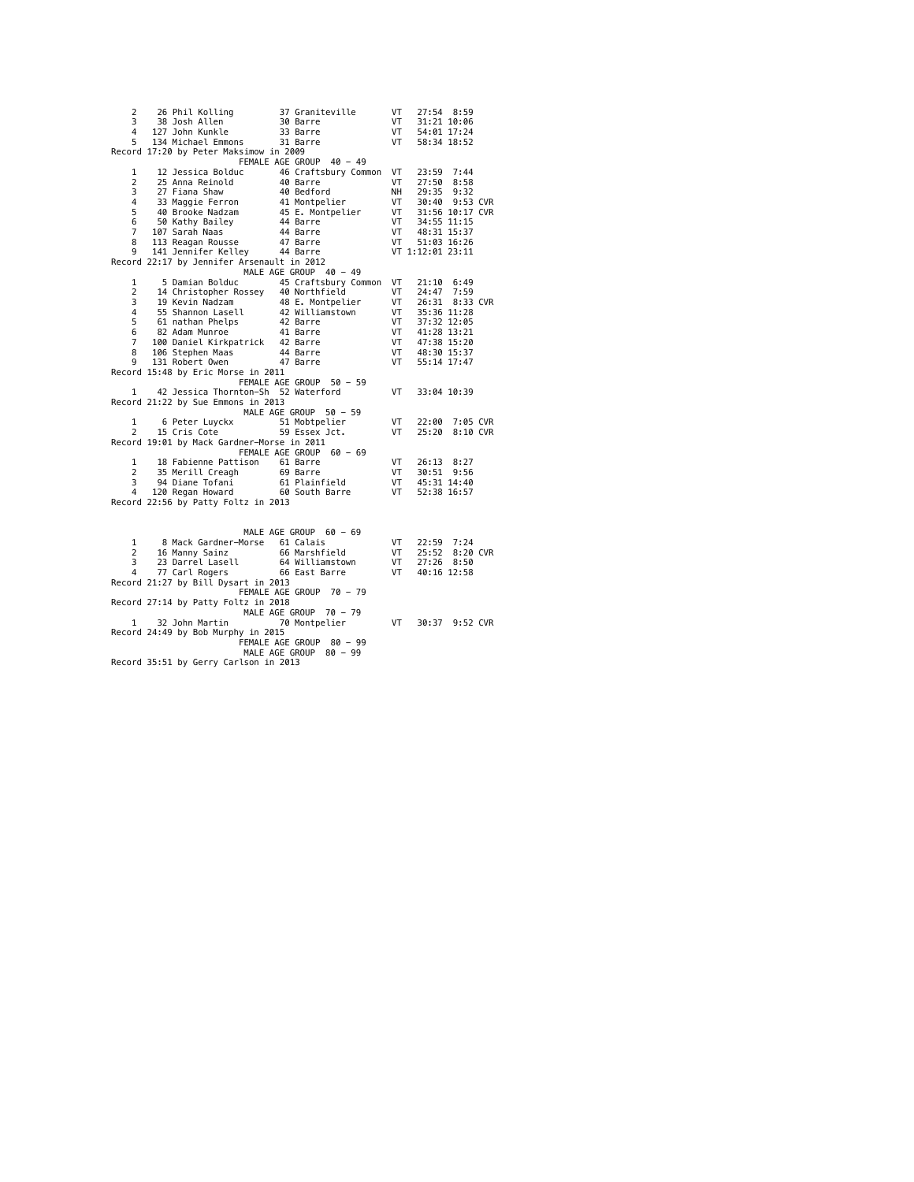| | | | | | | | |
|---|---|---|---|---|---|---|---|
| 2 | 26 | Phil Kolling | 37 | Graniteville | VT | 27:54 | 8:59 |
| 3 | 38 | Josh Allen | 30 | Barre | VT | 31:21 | 10:06 |
| 4 | 127 | John Kunkle | 33 | Barre | VT | 54:01 | 17:24 |
| 5 | 134 | Michael Emmons | 31 | Barre | VT | 58:34 | 18:52 |

Record 17:20 by Peter Maksimow in 2009

FEMALE AGE GROUP 40 - 49

| | | | | | | | | |
|---|---|---|---|---|---|---|---|---|
| 1 | 12 | Jessica Bolduc | 46 | Craftsbury Common | VT | 23:59 | 7:44 | |
| 2 | 25 | Anna Reinold | 40 | Barre | VT | 27:50 | 8:58 | |
| 3 | 27 | Fiana Shaw | 40 | Bedford | NH | 29:35 | 9:32 | |
| 4 | 33 | Maggie Ferron | 41 | Montpelier | VT | 30:40 | 9:53 | CVR |
| 5 | 40 | Brooke Nadzam | 45 | E. Montpelier | VT | 31:56 | 10:17 | CVR |
| 6 | 50 | Kathy Bailey | 44 | Barre | VT | 34:55 | 11:15 | |
| 7 | 107 | Sarah Naas | 44 | Barre | VT | 48:31 | 15:37 | |
| 8 | 113 | Reagan Rousse | 47 | Barre | VT | 51:03 | 16:26 | |
| 9 | 141 | Jennifer Kelley | 44 | Barre | VT | 1:12:01 | 23:11 | |

Record 22:17 by Jennifer Arsenault in 2012

MALE AGE GROUP 40 - 49

| | | | | | | | | |
|---|---|---|---|---|---|---|---|---|
| 1 | 5 | Damian Bolduc | 45 | Craftsbury Common | VT | 21:10 | 6:49 | |
| 2 | 14 | Christopher Rossey | 40 | Northfield | VT | 24:47 | 7:59 | |
| 3 | 19 | Kevin Nadzam | 48 | E. Montpelier | VT | 26:31 | 8:33 | CVR |
| 4 | 55 | Shannon Lasell | 42 | Williamstown | VT | 35:36 | 11:28 | |
| 5 | 61 | nathan Phelps | 42 | Barre | VT | 37:32 | 12:05 | |
| 6 | 82 | Adam Munroe | 41 | Barre | VT | 41:28 | 13:21 | |
| 7 | 100 | Daniel Kirkpatrick | 42 | Barre | VT | 47:38 | 15:20 | |
| 8 | 106 | Stephen Maas | 44 | Barre | VT | 48:30 | 15:37 | |
| 9 | 131 | Robert Owen | 47 | Barre | VT | 55:14 | 17:47 | |

Record 15:48 by Eric Morse in 2011

FEMALE AGE GROUP 50 - 59

| | | | | | | | |
|---|---|---|---|---|---|---|---|
| 1 | 42 | Jessica Thornton-Sh | 52 | Waterford | VT | 33:04 | 10:39 |

Record 21:22 by Sue Emmons in 2013

MALE AGE GROUP 50 - 59

| | | | | | | | | |
|---|---|---|---|---|---|---|---|---|
| 1 | 6 | Peter Luyckx | 51 | Mobtpelier | VT | 22:00 | 7:05 | CVR |
| 2 | 15 | Cris Cote | 59 | Essex Jct. | VT | 25:20 | 8:10 | CVR |

Record 19:01 by Mack Gardner-Morse in 2011

FEMALE AGE GROUP 60 - 69

| | | | | | | | |
|---|---|---|---|---|---|---|---|
| 1 | 18 | Fabienne Pattison | 61 | Barre | VT | 26:13 | 8:27 |
| 2 | 35 | Merill Creagh | 69 | Barre | VT | 30:51 | 9:56 |
| 3 | 94 | Diane Tofani | 61 | Plainfield | VT | 45:31 | 14:40 |
| 4 | 120 | Regan Howard | 60 | South Barre | VT | 52:38 | 16:57 |

Record 22:56 by Patty Foltz in 2013

MALE AGE GROUP 60 - 69

| | | | | | | | | |
|---|---|---|---|---|---|---|---|---|
| 1 | 8 | Mack Gardner-Morse | 61 | Calais | VT | 22:59 | 7:24 | |
| 2 | 16 | Manny Sainz | 66 | Marshfield | VT | 25:52 | 8:20 | CVR |
| 3 | 23 | Darrel Lasell | 64 | Williamstown | VT | 27:26 | 8:50 | |
| 4 | 77 | Carl Rogers | 66 | East Barre | VT | 40:16 | 12:58 | |

Record 21:27 by Bill Dysart in 2013

FEMALE AGE GROUP 70 - 79

Record 27:14 by Patty Foltz in 2018

MALE AGE GROUP 70 - 79

| | | | | | | | | |
|---|---|---|---|---|---|---|---|---|
| 1 | 32 | John Martin | 70 | Montpelier | VT | 30:37 | 9:52 | CVR |

Record 24:49 by Bob Murphy in 2015

FEMALE AGE GROUP 80 - 99

MALE AGE GROUP 80 - 99

Record 35:51 by Gerry Carlson in 2013